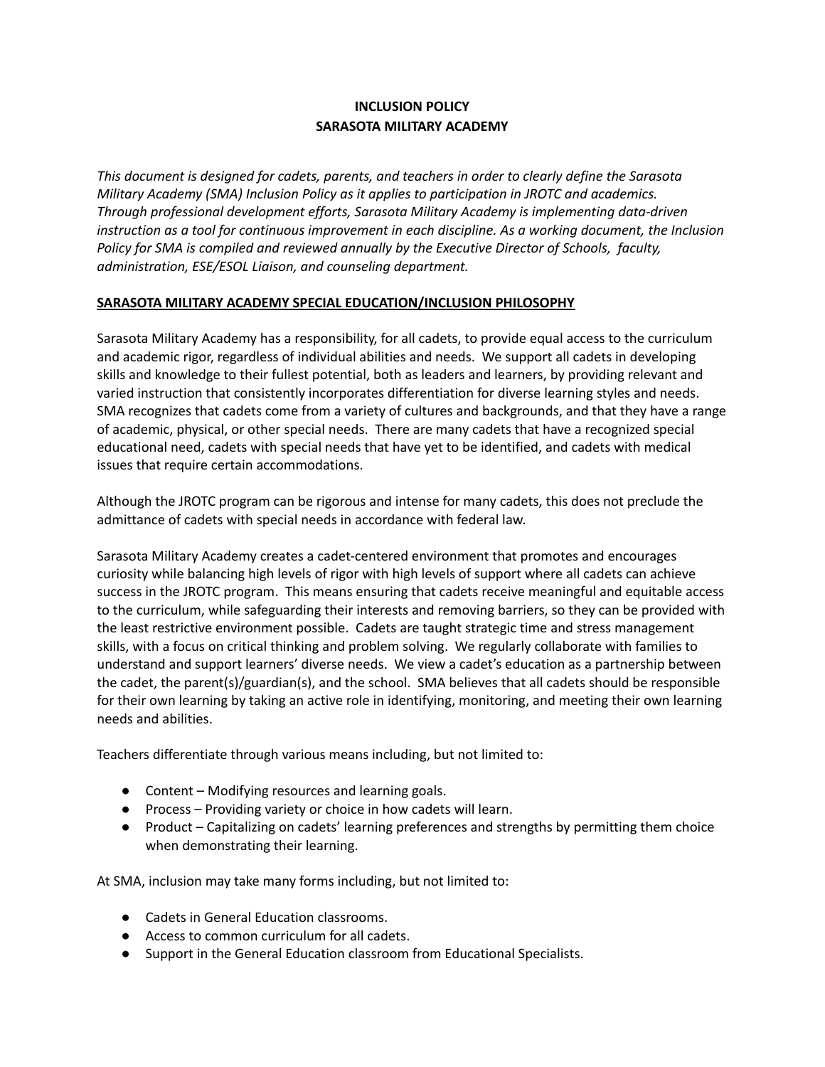# INCLUSION POLICY
# SARASOTA MILITARY ACADEMY

*This document is designed for cadets, parents, and teachers in order to clearly define the Sarasota Military Academy (SMA) Inclusion Policy as it applies to participation in JROTC and academics. Through professional development efforts, Sarasota Military Academy is implementing data-driven instruction as a tool for continuous improvement in each discipline. As a working document, the Inclusion Policy for SMA is compiled and reviewed annually by the Executive Director of Schools, faculty, administration, ESE/ESOL Liaison, and counseling department.*

## SARASOTA MILITARY ACADEMY SPECIAL EDUCATION/INCLUSION PHILOSOPHY

Sarasota Military Academy has a responsibility, for all cadets, to provide equal access to the curriculum and academic rigor, regardless of individual abilities and needs. We support all cadets in developing skills and knowledge to their fullest potential, both as leaders and learners, by providing relevant and varied instruction that consistently incorporates differentiation for diverse learning styles and needs. SMA recognizes that cadets come from a variety of cultures and backgrounds, and that they have a range of academic, physical, or other special needs. There are many cadets that have a recognized special educational need, cadets with special needs that have yet to be identified, and cadets with medical issues that require certain accommodations.

Although the JROTC program can be rigorous and intense for many cadets, this does not preclude the admittance of cadets with special needs in accordance with federal law.

Sarasota Military Academy creates a cadet-centered environment that promotes and encourages curiosity while balancing high levels of rigor with high levels of support where all cadets can achieve success in the JROTC program. This means ensuring that cadets receive meaningful and equitable access to the curriculum, while safeguarding their interests and removing barriers, so they can be provided with the least restrictive environment possible. Cadets are taught strategic time and stress management skills, with a focus on critical thinking and problem solving. We regularly collaborate with families to understand and support learners' diverse needs. We view a cadet's education as a partnership between the cadet, the parent(s)/guardian(s), and the school. SMA believes that all cadets should be responsible for their own learning by taking an active role in identifying, monitoring, and meeting their own learning needs and abilities.

Teachers differentiate through various means including, but not limited to:

- Content – Modifying resources and learning goals.
- Process – Providing variety or choice in how cadets will learn.
- Product – Capitalizing on cadets' learning preferences and strengths by permitting them choice when demonstrating their learning.

At SMA, inclusion may take many forms including, but not limited to:

- Cadets in General Education classrooms.
- Access to common curriculum for all cadets.
- Support in the General Education classroom from Educational Specialists.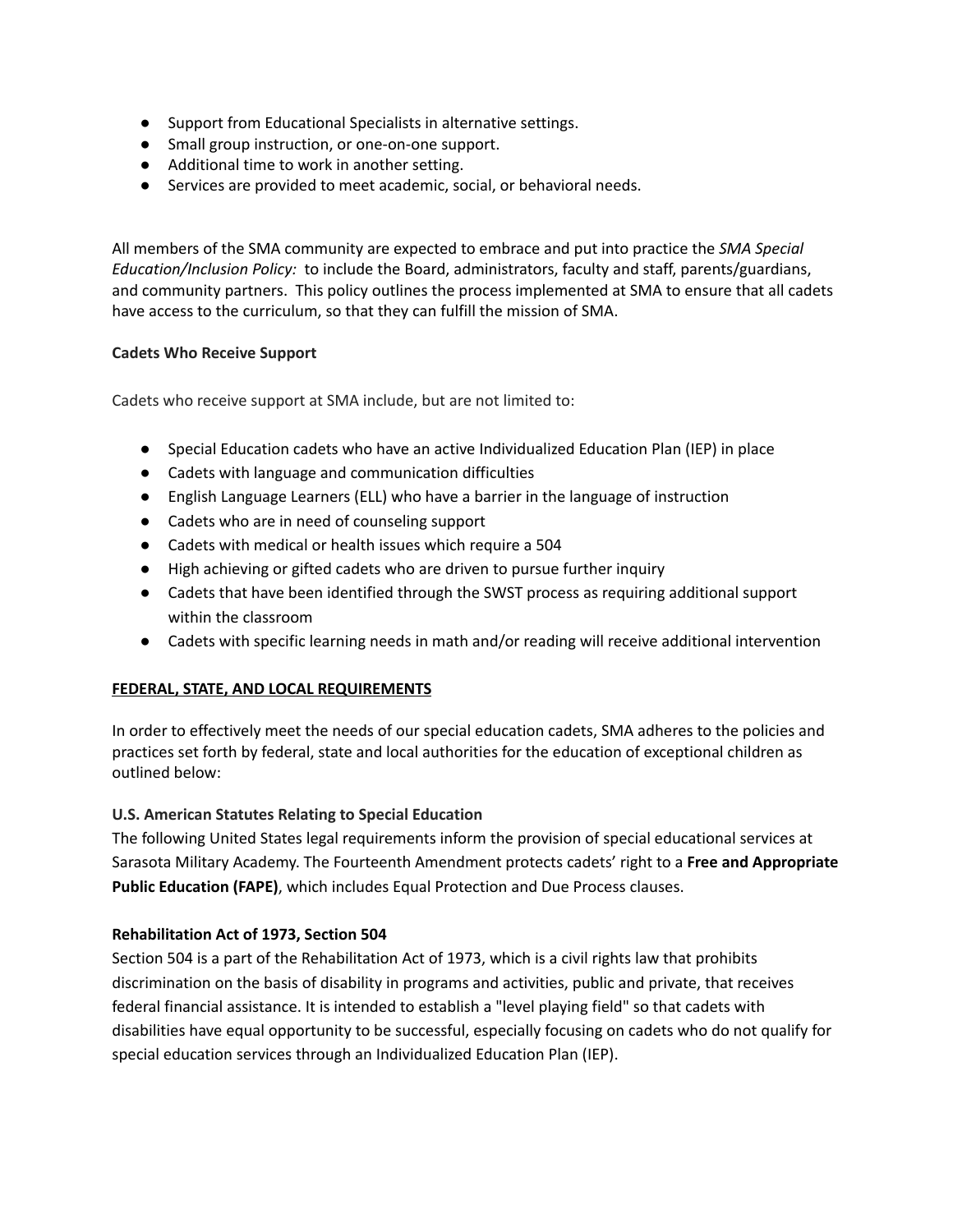- Support from Educational Specialists in alternative settings.
- Small group instruction, or one-on-one support.
- Additional time to work in another setting.
- Services are provided to meet academic, social, or behavioral needs.

All members of the SMA community are expected to embrace and put into practice the *SMA Special Education/Inclusion Policy:* to include the Board, administrators, faculty and staff, parents/guardians, and community partners. This policy outlines the process implemented at SMA to ensure that all cadets have access to the curriculum, so that they can fulfill the mission of SMA.

**Cadets Who Receive Support**

Cadets who receive support at SMA include, but are not limited to:

- Special Education cadets who have an active Individualized Education Plan (IEP) in place
- Cadets with language and communication difficulties
- English Language Learners (ELL) who have a barrier in the language of instruction
- Cadets who are in need of counseling support
- Cadets with medical or health issues which require a 504
- High achieving or gifted cadets who are driven to pursue further inquiry
- Cadets that have been identified through the SWST process as requiring additional support within the classroom
- Cadets with specific learning needs in math and/or reading will receive additional intervention

**FEDERAL, STATE, AND LOCAL REQUIREMENTS**

In order to effectively meet the needs of our special education cadets, SMA adheres to the policies and practices set forth by federal, state and local authorities for the education of exceptional children as outlined below:

**U.S. American Statutes Relating to Special Education**

The following United States legal requirements inform the provision of special educational services at Sarasota Military Academy. The Fourteenth Amendment protects cadets' right to a **Free and Appropriate Public Education (FAPE)**, which includes Equal Protection and Due Process clauses.

**Rehabilitation Act of 1973, Section 504**

Section 504 is a part of the Rehabilitation Act of 1973, which is a civil rights law that prohibits discrimination on the basis of disability in programs and activities, public and private, that receives federal financial assistance. It is intended to establish a "level playing field" so that cadets with disabilities have equal opportunity to be successful, especially focusing on cadets who do not qualify for special education services through an Individualized Education Plan (IEP).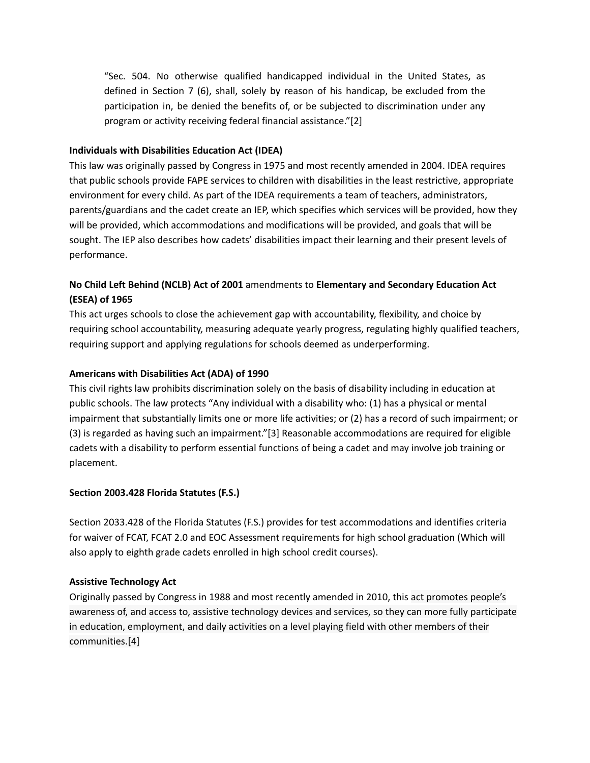> "Sec. 504. No otherwise qualified handicapped individual in the United States, as defined in Section 7 (6), shall, solely by reason of his handicap, be excluded from the participation in, be denied the benefits of, or be subjected to discrimination under any program or activity receiving federal financial assistance."[2]

**Individuals with Disabilities Education Act (IDEA)**

This law was originally passed by Congress in 1975 and most recently amended in 2004. IDEA requires that public schools provide FAPE services to children with disabilities in the least restrictive, appropriate environment for every child. As part of the IDEA requirements a team of teachers, administrators, parents/guardians and the cadet create an IEP, which specifies which services will be provided, how they will be provided, which accommodations and modifications will be provided, and goals that will be sought. The IEP also describes how cadets' disabilities impact their learning and their present levels of performance.

**No Child Left Behind (NCLB) Act of 2001** amendments to **Elementary and Secondary Education Act (ESEA) of 1965**

This act urges schools to close the achievement gap with accountability, flexibility, and choice by requiring school accountability, measuring adequate yearly progress, regulating highly qualified teachers, requiring support and applying regulations for schools deemed as underperforming.

**Americans with Disabilities Act (ADA) of 1990**

This civil rights law prohibits discrimination solely on the basis of disability including in education at public schools. The law protects "Any individual with a disability who: (1) has a physical or mental impairment that substantially limits one or more life activities; or (2) has a record of such impairment; or (3) is regarded as having such an impairment."[3] Reasonable accommodations are required for eligible cadets with a disability to perform essential functions of being a cadet and may involve job training or placement.

**Section 2003.428 Florida Statutes (F.S.)**

Section 2033.428 of the Florida Statutes (F.S.) provides for test accommodations and identifies criteria for waiver of FCAT, FCAT 2.0 and EOC Assessment requirements for high school graduation (Which will also apply to eighth grade cadets enrolled in high school credit courses).

**Assistive Technology Act**

Originally passed by Congress in 1988 and most recently amended in 2010, this act promotes people's awareness of, and access to, assistive technology devices and services, so they can more fully participate in education, employment, and daily activities on a level playing field with other members of their communities.[4]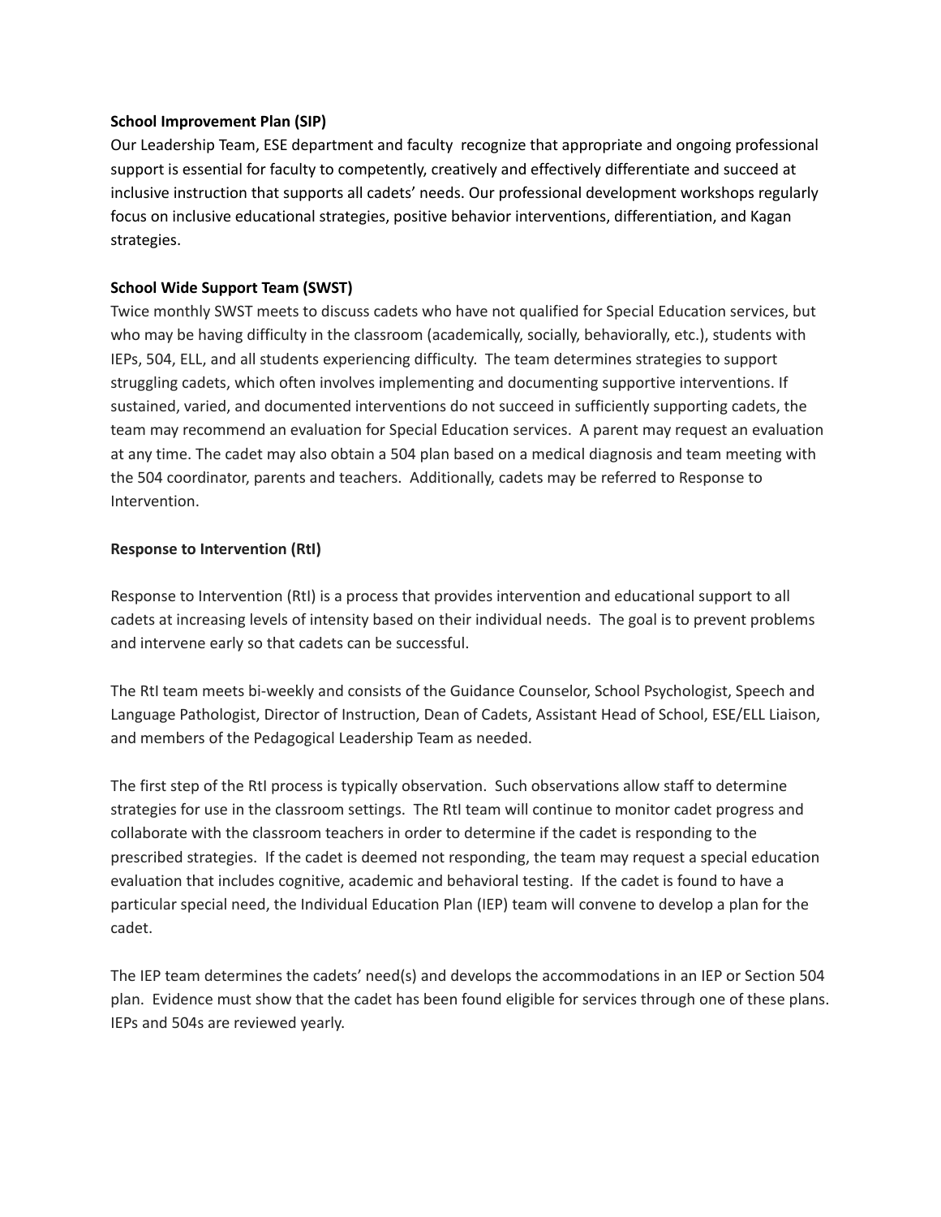**School Improvement Plan (SIP)**

Our Leadership Team, ESE department and faculty recognize that appropriate and ongoing professional support is essential for faculty to competently, creatively and effectively differentiate and succeed at inclusive instruction that supports all cadets' needs. Our professional development workshops regularly focus on inclusive educational strategies, positive behavior interventions, differentiation, and Kagan strategies.

**School Wide Support Team (SWST)**

Twice monthly SWST meets to discuss cadets who have not qualified for Special Education services, but who may be having difficulty in the classroom (academically, socially, behaviorally, etc.), students with IEPs, 504, ELL, and all students experiencing difficulty. The team determines strategies to support struggling cadets, which often involves implementing and documenting supportive interventions. If sustained, varied, and documented interventions do not succeed in sufficiently supporting cadets, the team may recommend an evaluation for Special Education services. A parent may request an evaluation at any time. The cadet may also obtain a 504 plan based on a medical diagnosis and team meeting with the 504 coordinator, parents and teachers. Additionally, cadets may be referred to Response to Intervention.

**Response to Intervention (RtI)**

Response to Intervention (RtI) is a process that provides intervention and educational support to all cadets at increasing levels of intensity based on their individual needs. The goal is to prevent problems and intervene early so that cadets can be successful.

The RtI team meets bi-weekly and consists of the Guidance Counselor, School Psychologist, Speech and Language Pathologist, Director of Instruction, Dean of Cadets, Assistant Head of School, ESE/ELL Liaison, and members of the Pedagogical Leadership Team as needed.

The first step of the RtI process is typically observation. Such observations allow staff to determine strategies for use in the classroom settings. The RtI team will continue to monitor cadet progress and collaborate with the classroom teachers in order to determine if the cadet is responding to the prescribed strategies. If the cadet is deemed not responding, the team may request a special education evaluation that includes cognitive, academic and behavioral testing. If the cadet is found to have a particular special need, the Individual Education Plan (IEP) team will convene to develop a plan for the cadet.

The IEP team determines the cadets' need(s) and develops the accommodations in an IEP or Section 504 plan. Evidence must show that the cadet has been found eligible for services through one of these plans. IEPs and 504s are reviewed yearly.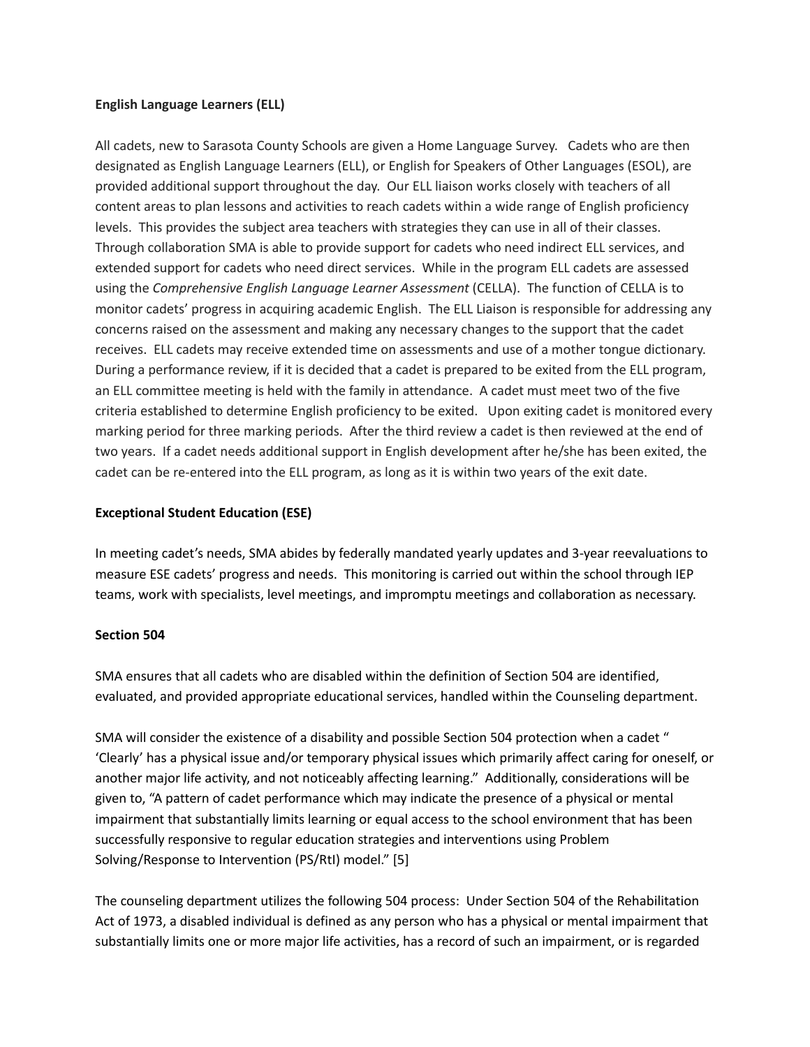**English Language Learners (ELL)**

All cadets, new to Sarasota County Schools are given a Home Language Survey. Cadets who are then designated as English Language Learners (ELL), or English for Speakers of Other Languages (ESOL), are provided additional support throughout the day. Our ELL liaison works closely with teachers of all content areas to plan lessons and activities to reach cadets within a wide range of English proficiency levels. This provides the subject area teachers with strategies they can use in all of their classes. Through collaboration SMA is able to provide support for cadets who need indirect ELL services, and extended support for cadets who need direct services. While in the program ELL cadets are assessed using the *Comprehensive English Language Learner Assessment* (CELLA). The function of CELLA is to monitor cadets' progress in acquiring academic English. The ELL Liaison is responsible for addressing any concerns raised on the assessment and making any necessary changes to the support that the cadet receives. ELL cadets may receive extended time on assessments and use of a mother tongue dictionary. During a performance review, if it is decided that a cadet is prepared to be exited from the ELL program, an ELL committee meeting is held with the family in attendance. A cadet must meet two of the five criteria established to determine English proficiency to be exited. Upon exiting cadet is monitored every marking period for three marking periods. After the third review a cadet is then reviewed at the end of two years. If a cadet needs additional support in English development after he/she has been exited, the cadet can be re-entered into the ELL program, as long as it is within two years of the exit date.

**Exceptional Student Education (ESE)**

In meeting cadet's needs, SMA abides by federally mandated yearly updates and 3-year reevaluations to measure ESE cadets' progress and needs. This monitoring is carried out within the school through IEP teams, work with specialists, level meetings, and impromptu meetings and collaboration as necessary.

**Section 504**

SMA ensures that all cadets who are disabled within the definition of Section 504 are identified, evaluated, and provided appropriate educational services, handled within the Counseling department.

SMA will consider the existence of a disability and possible Section 504 protection when a cadet " 'Clearly' has a physical issue and/or temporary physical issues which primarily affect caring for oneself, or another major life activity, and not noticeably affecting learning." Additionally, considerations will be given to, "A pattern of cadet performance which may indicate the presence of a physical or mental impairment that substantially limits learning or equal access to the school environment that has been successfully responsive to regular education strategies and interventions using Problem Solving/Response to Intervention (PS/RtI) model." [5]

The counseling department utilizes the following 504 process: Under Section 504 of the Rehabilitation Act of 1973, a disabled individual is defined as any person who has a physical or mental impairment that substantially limits one or more major life activities, has a record of such an impairment, or is regarded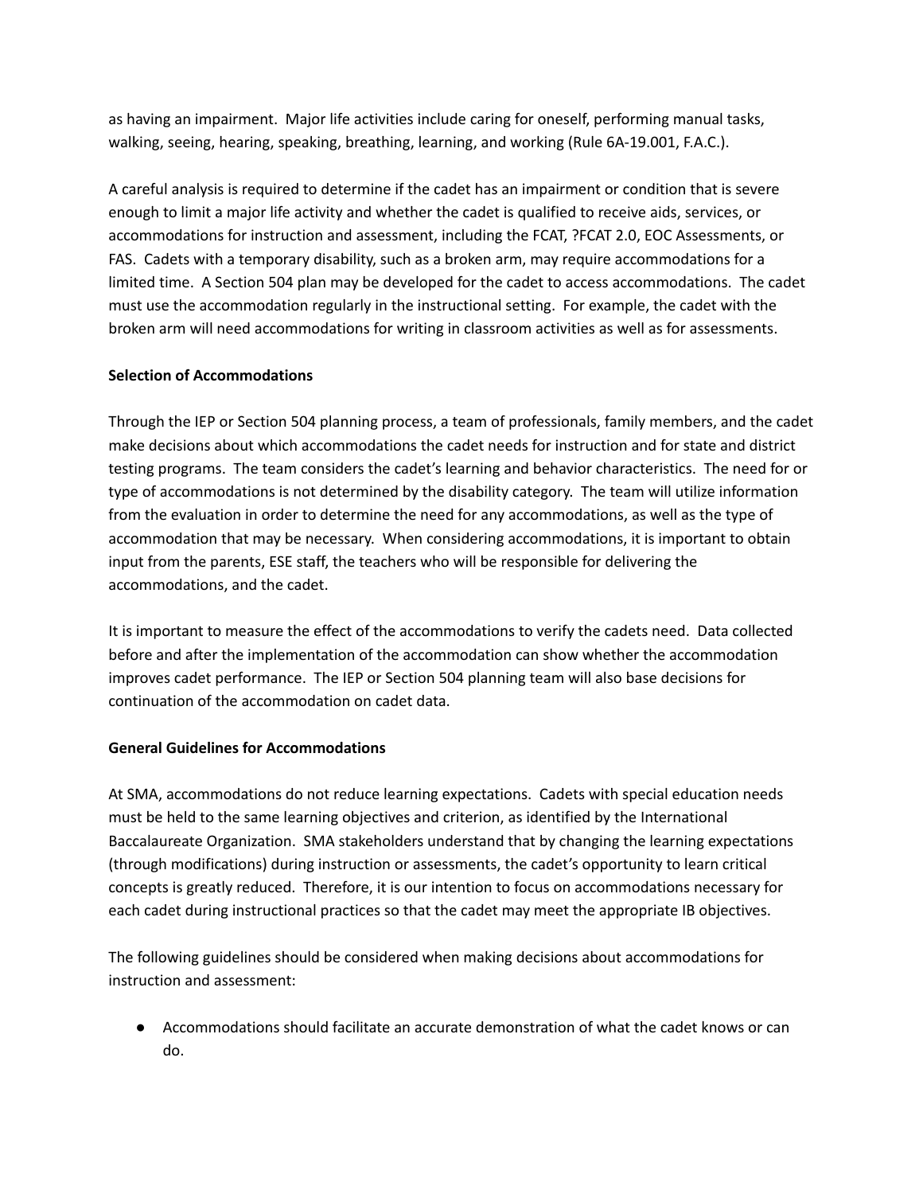as having an impairment. Major life activities include caring for oneself, performing manual tasks, walking, seeing, hearing, speaking, breathing, learning, and working (Rule 6A-19.001, F.A.C.).

A careful analysis is required to determine if the cadet has an impairment or condition that is severe enough to limit a major life activity and whether the cadet is qualified to receive aids, services, or accommodations for instruction and assessment, including the FCAT, ?FCAT 2.0, EOC Assessments, or FAS. Cadets with a temporary disability, such as a broken arm, may require accommodations for a limited time. A Section 504 plan may be developed for the cadet to access accommodations. The cadet must use the accommodation regularly in the instructional setting. For example, the cadet with the broken arm will need accommodations for writing in classroom activities as well as for assessments.

**Selection of Accommodations**

Through the IEP or Section 504 planning process, a team of professionals, family members, and the cadet make decisions about which accommodations the cadet needs for instruction and for state and district testing programs. The team considers the cadet's learning and behavior characteristics. The need for or type of accommodations is not determined by the disability category. The team will utilize information from the evaluation in order to determine the need for any accommodations, as well as the type of accommodation that may be necessary. When considering accommodations, it is important to obtain input from the parents, ESE staff, the teachers who will be responsible for delivering the accommodations, and the cadet.

It is important to measure the effect of the accommodations to verify the cadets need. Data collected before and after the implementation of the accommodation can show whether the accommodation improves cadet performance. The IEP or Section 504 planning team will also base decisions for continuation of the accommodation on cadet data.

**General Guidelines for Accommodations**

At SMA, accommodations do not reduce learning expectations. Cadets with special education needs must be held to the same learning objectives and criterion, as identified by the International Baccalaureate Organization. SMA stakeholders understand that by changing the learning expectations (through modifications) during instruction or assessments, the cadet's opportunity to learn critical concepts is greatly reduced. Therefore, it is our intention to focus on accommodations necessary for each cadet during instructional practices so that the cadet may meet the appropriate IB objectives.

The following guidelines should be considered when making decisions about accommodations for instruction and assessment:

- Accommodations should facilitate an accurate demonstration of what the cadet knows or can do.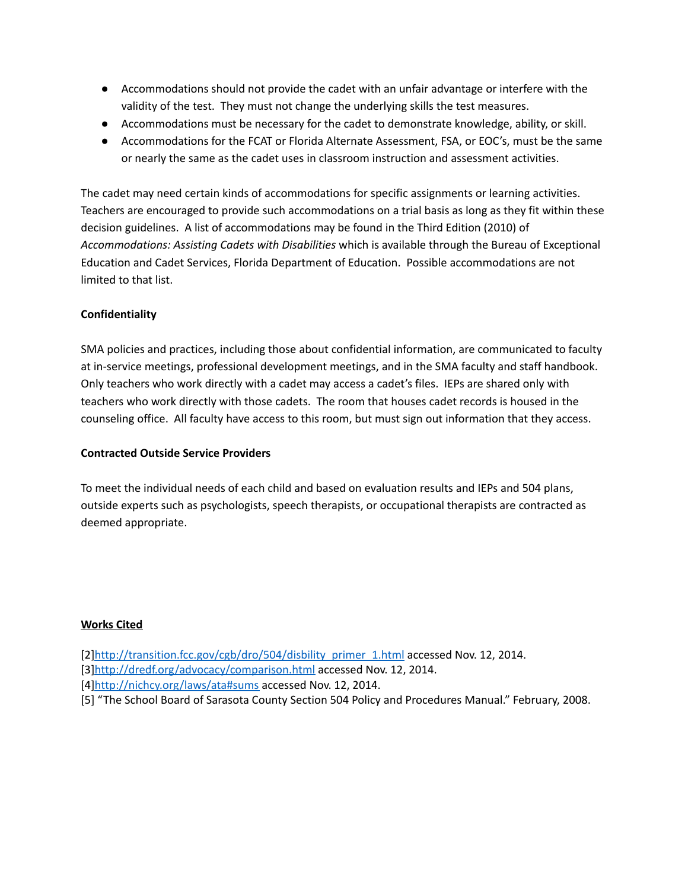- Accommodations should not provide the cadet with an unfair advantage or interfere with the validity of the test. They must not change the underlying skills the test measures.
- Accommodations must be necessary for the cadet to demonstrate knowledge, ability, or skill.
- Accommodations for the FCAT or Florida Alternate Assessment, FSA, or EOC's, must be the same or nearly the same as the cadet uses in classroom instruction and assessment activities.

The cadet may need certain kinds of accommodations for specific assignments or learning activities. Teachers are encouraged to provide such accommodations on a trial basis as long as they fit within these decision guidelines. A list of accommodations may be found in the Third Edition (2010) of *Accommodations: Assisting Cadets with Disabilities* which is available through the Bureau of Exceptional Education and Cadet Services, Florida Department of Education. Possible accommodations are not limited to that list.

**Confidentiality**

SMA policies and practices, including those about confidential information, are communicated to faculty at in-service meetings, professional development meetings, and in the SMA faculty and staff handbook. Only teachers who work directly with a cadet may access a cadet's files. IEPs are shared only with teachers who work directly with those cadets. The room that houses cadet records is housed in the counseling office. All faculty have access to this room, but must sign out information that they access.

**Contracted Outside Service Providers**

To meet the individual needs of each child and based on evaluation results and IEPs and 504 plans, outside experts such as psychologists, speech therapists, or occupational therapists are contracted as deemed appropriate.

**Works Cited**

[2]http://transition.fcc.gov/cgb/dro/504/disbility_primer_1.html accessed Nov. 12, 2014.
[3]http://dredf.org/advocacy/comparison.html accessed Nov. 12, 2014.
[4]http://nichcy.org/laws/ata#sums accessed Nov. 12, 2014.
[5] "The School Board of Sarasota County Section 504 Policy and Procedures Manual." February, 2008.